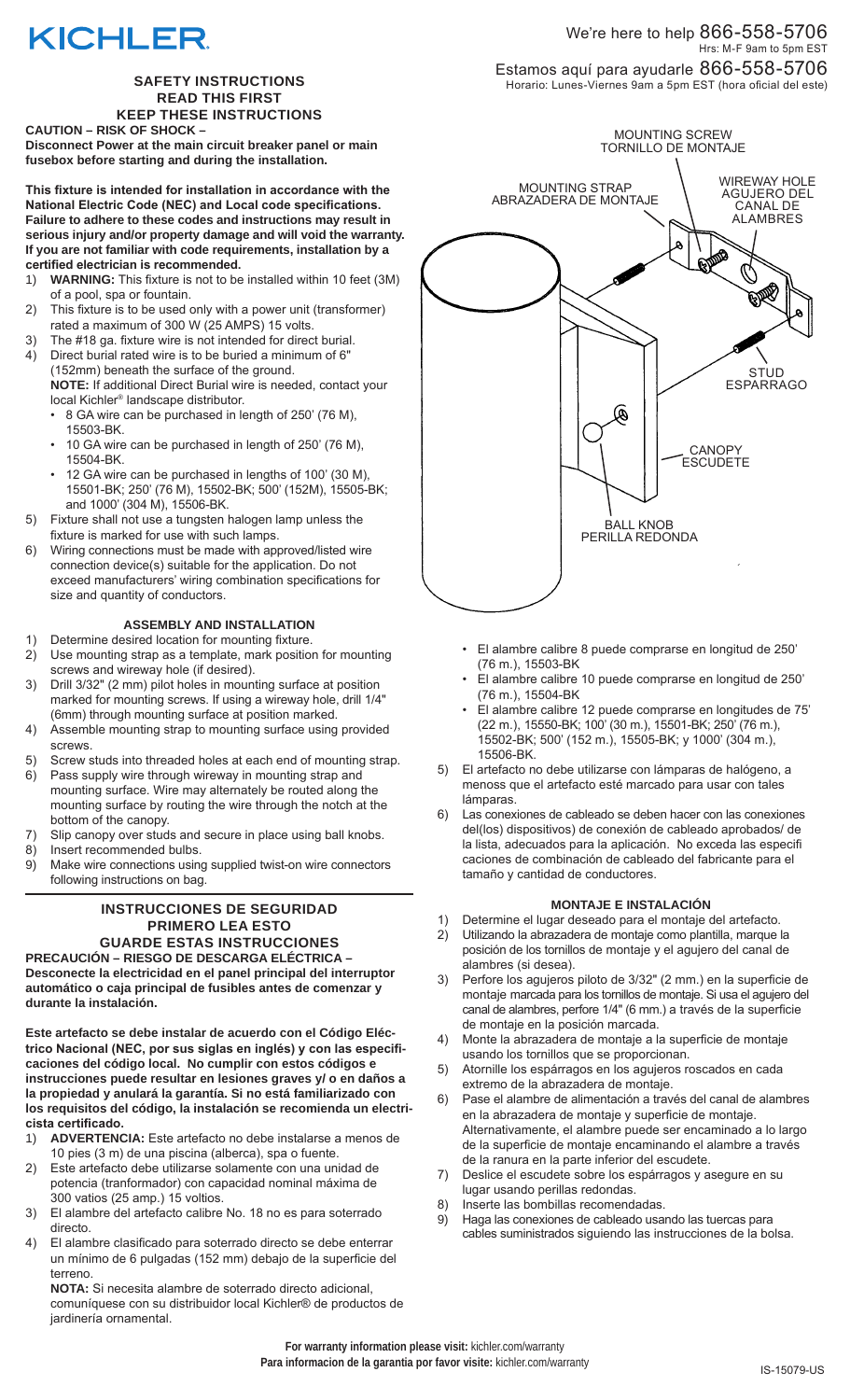KICHLER

We're here to help 866-558-5706
Hrs: M-F 9am to 5pm EST

Estamos aquí para ayudarle 866-558-5706
Horario: Lunes-Viernes 9am a 5pm EST (hora oficial del este)

## SAFETY INSTRUCTIONS
## READ THIS FIRST
## KEEP THESE INSTRUCTIONS

**CAUTION – RISK OF SHOCK –**
**Disconnect Power at the main circuit breaker panel or main fusebox before starting and during the installation.**

**This fixture is intended for installation in accordance with the National Electric Code (NEC) and Local code specifications. Failure to adhere to these codes and instructions may result in serious injury and/or property damage and will void the warranty. If you are not familiar with code requirements, installation by a certified electrician is recommended.**

1) **WARNING:** This fixture is not to be installed within 10 feet (3M) of a pool, spa or fountain.
2) This fixture is to be used only with a power unit (transformer) rated a maximum of 300 W (25 AMPS) 15 volts.
3) The #18 ga. fixture wire is not intended for direct burial.
4) Direct burial rated wire is to be buried a minimum of 6" (152mm) beneath the surface of the ground.
   **NOTE:** If additional Direct Burial wire is needed, contact your local Kichler® landscape distributor.
   - 8 GA wire can be purchased in length of 250' (76 M), 15503-BK.
   - 10 GA wire can be purchased in length of 250' (76 M), 15504-BK.
   - 12 GA wire can be purchased in lengths of 100' (30 M), 15501-BK; 250' (76 M), 15502-BK; 500' (152M), 15505-BK; and 1000' (304 M), 15506-BK.
5) Fixture shall not use a tungsten halogen lamp unless the fixture is marked for use with such lamps.
6) Wiring connections must be made with approved/listed wire connection device(s) suitable for the application. Do not exceed manufacturers' wiring combination specifications for size and quantity of conductors.

### ASSEMBLY AND INSTALLATION

1) Determine desired location for mounting fixture.
2) Use mounting strap as a template, mark position for mounting screws and wireway hole (if desired).
3) Drill 3/32" (2 mm) pilot holes in mounting surface at position marked for mounting screws. If using a wireway hole, drill 1/4" (6mm) through mounting surface at position marked.
4) Assemble mounting strap to mounting surface using provided screws.
5) Screw studs into threaded holes at each end of mounting strap.
6) Pass supply wire through wireway in mounting strap and mounting surface. Wire may alternately be routed along the mounting surface by routing the wire through the notch at the bottom of the canopy.
7) Slip canopy over studs and secure in place using ball knobs.
8) Insert recommended bulbs.
9) Make wire connections using supplied twist-on wire connectors following instructions on bag.

MOUNTING SCREW / TORNILLO DE MONTAJE
MOUNTING STRAP / ABRAZADERA DE MONTAJE
WIREWAY HOLE / AGUJERO DEL CANAL DE ALAMBRES
STUD / ESPARRAGO
CANOPY / ESCUDETE
BALL KNOB / PERILLA REDONDA

## INSTRUCCIONES DE SEGURIDAD
## PRIMERO LEA ESTO
## GUARDE ESTAS INSTRUCCIONES

**PRECAUCIÓN – RIESGO DE DESCARGA ELÉCTRICA –**
**Desconecte la electricidad en el panel principal del interruptor automático o caja principal de fusibles antes de comenzar y durante la instalación.**

**Este artefacto se debe instalar de acuerdo con el Código Eléctrico Nacional (NEC, por sus siglas en inglés) y con las especificaciones del código local. No cumplir con estos códigos e instrucciones puede resultar en lesiones graves y/ o en daños a la propiedad y anulará la garantía. Si no está familiarizado con los requisitos del código, la instalación se recomienda un electricista certificado.**

1) **ADVERTENCIA:** Este artefacto no debe instalarse a menos de 10 pies (3 m) de una piscina (alberca), spa o fuente.
2) Este artefacto debe utilizarse solamente con una unidad de potencia (tranformador) con capacidad nominal máxima de 300 vatios (25 amp.) 15 voltios.
3) El alambre del artefacto calibre No. 18 no es para soterrado directo.
4) El alambre clasificado para soterrado directo se debe enterrar un mínimo de 6 pulgadas (152 mm) debajo de la superficie del terreno.
   **NOTA:** Si necesita alambre de soterrado directo adicional, comuníquese con su distribuidor local Kichler® de productos de jardinería ornamental.
   - El alambre calibre 8 puede comprarse en longitud de 250' (76 m.), 15503-BK
   - El alambre calibre 10 puede comprarse en longitud de 250' (76 m.), 15504-BK
   - El alambre calibre 12 puede comprarse en longitudes de 75' (22 m.), 15550-BK; 100' (30 m.), 15501-BK; 250' (76 m.), 15502-BK; 500' (152 m.), 15505-BK; y 1000' (304 m.), 15506-BK.
5) El artefacto no debe utilizarse con lámparas de halógeno, a menos que el artefacto esté marcado para usar con tales lámparas.
6) Las conexiones de cableado se deben hacer con las conexiones del(los) dispositivos) de conexión de cableado aprobados/ de la lista, adecuados para la aplicación. No exceda las especifi caciones de combinación de cableado del fabricante para el tamaño y cantidad de conductores.

### MONTAJE E INSTALACIÓN

1) Determine el lugar deseado para el montaje del artefacto.
2) Utilizando la abrazadera de montaje como plantilla, marque la posición de los tornillos de montaje y el agujero del canal de alambres (si desea).
3) Perfore los agujeros piloto de 3/32" (2 mm.) en la superficie de montaje marcada para los tornillos de montaje. Si usa el agujero del canal de alambres, perfore 1/4" (6 mm.) a través de la superficie de montaje en la posición marcada.
4) Monte la abrazadera de montaje a la superficie de montaje usando los tornillos que se proporcionan.
5) Atornille los espárragos en los agujeros roscados en cada extremo de la abrazadera de montaje.
6) Pase el alambre de alimentación a través del canal de alambres en la abrazadera de montaje y superficie de montaje. Alternativamente, el alambre puede ser encaminado a lo largo de la superficie de montaje encaminando el alambre a través de la ranura en la parte inferior del escudete.
7) Deslice el escudete sobre los espárragos y asegure en su lugar usando perillas redondas.
8) Inserte las bombillas recomendadas.
9) Haga las conexiones de cableado usando las tuercas para cables suministrados siguiendo las instrucciones de la bolsa.

**For warranty information please visit:** kichler.com/warranty
**Para informacion de la garantia por favor visite:** kichler.com/warranty

IS-15079-US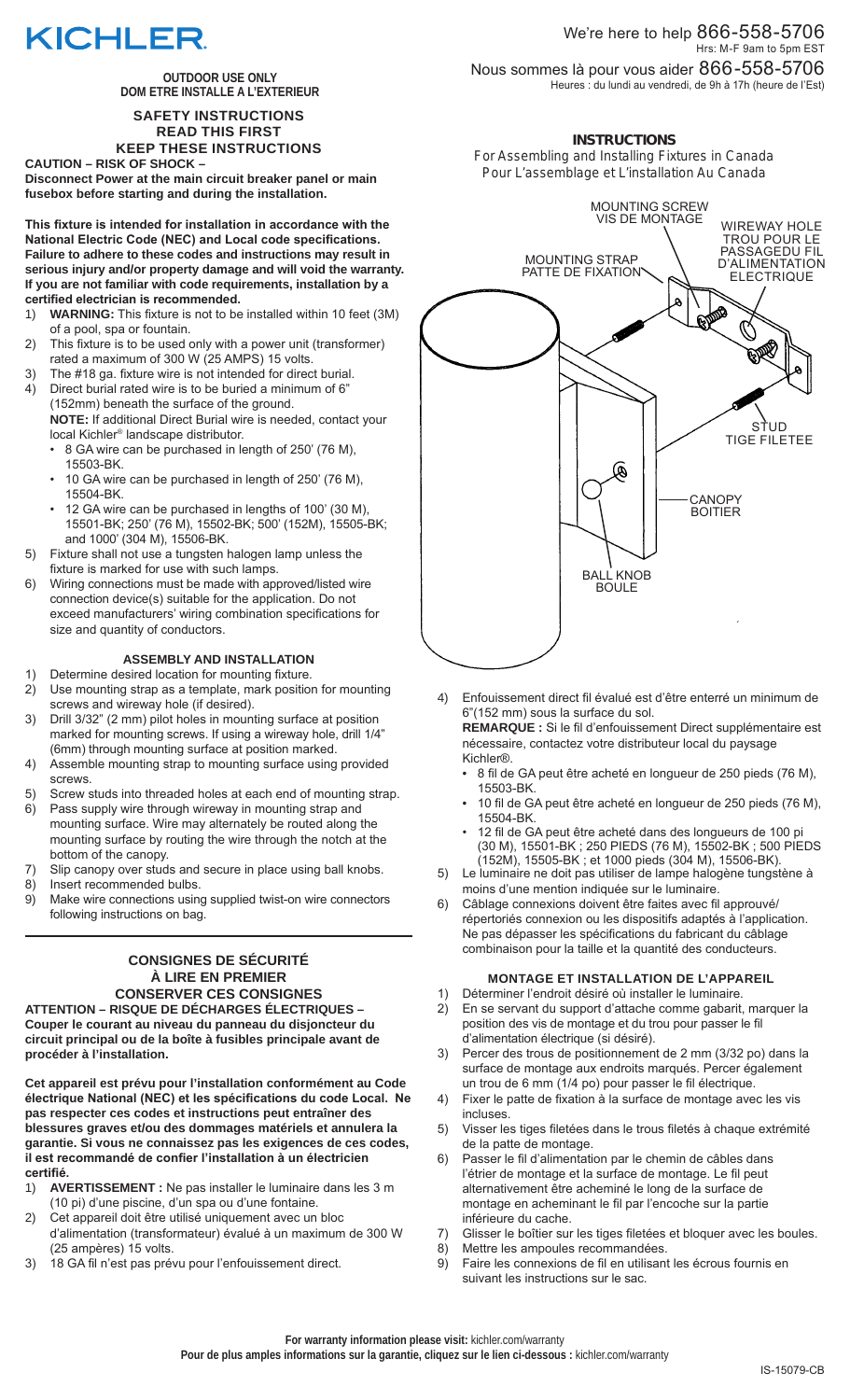# KICHLER

We're here to help 866-558-5706
Hrs: M-F 9am to 5pm EST

Nous sommes là pour vous aider 866-558-5706
Heures : du lundi au vendredi, de 9h à 17h (heure de l'Est)

**OUTDOOR USE ONLY**
**DOM ETRE INSTALLE A L'EXTERIEUR**

### SAFETY INSTRUCTIONS
### READ THIS FIRST
### KEEP THESE INSTRUCTIONS

**CAUTION – RISK OF SHOCK –**
**Disconnect Power at the main circuit breaker panel or main fusebox before starting and during the installation.**

**This fixture is intended for installation in accordance with the National Electric Code (NEC) and Local code specifications. Failure to adhere to these codes and instructions may result in serious injury and/or property damage and will void the warranty. If you are not familiar with code requirements, installation by a certified electrician is recommended.**

1) **WARNING:** This fixture is not to be installed within 10 feet (3M) of a pool, spa or fountain.
2) This fixture is to be used only with a power unit (transformer) rated a maximum of 300 W (25 AMPS) 15 volts.
3) The #18 ga. fixture wire is not intended for direct burial.
4) Direct burial rated wire is to be buried a minimum of 6" (152mm) beneath the surface of the ground.
   **NOTE:** If additional Direct Burial wire is needed, contact your local Kichler® landscape distributor.
   - 8 GA wire can be purchased in length of 250' (76 M), 15503-BK.
   - 10 GA wire can be purchased in length of 250' (76 M), 15504-BK.
   - 12 GA wire can be purchased in lengths of 100' (30 M), 15501-BK; 250' (76 M), 15502-BK; 500' (152M), 15505-BK; and 1000' (304 M), 15506-BK.
5) Fixture shall not use a tungsten halogen lamp unless the fixture is marked for use with such lamps.
6) Wiring connections must be made with approved/listed wire connection device(s) suitable for the application. Do not exceed manufacturers' wiring combination specifications for size and quantity of conductors.

### ASSEMBLY AND INSTALLATION

1) Determine desired location for mounting fixture.
2) Use mounting strap as a template, mark position for mounting screws and wireway hole (if desired).
3) Drill 3/32" (2 mm) pilot holes in mounting surface at position marked for mounting screws. If using a wireway hole, drill 1/4" (6mm) through mounting surface at position marked.
4) Assemble mounting strap to mounting surface using provided screws.
5) Screw studs into threaded holes at each end of mounting strap.
6) Pass supply wire through wireway in mounting strap and mounting surface. Wire may alternately be routed along the mounting surface by routing the wire through the notch at the bottom of the canopy.
7) Slip canopy over studs and secure in place using ball knobs.
8) Insert recommended bulbs.
9) Make wire connections using supplied twist-on wire connectors following instructions on bag.

### CONSIGNES DE SÉCURITÉ
### À LIRE EN PREMIER
### CONSERVER CES CONSIGNES

**ATTENTION – RISQUE DE DÉCHARGES ÉLECTRIQUES – Couper le courant au niveau du panneau du disjoncteur du circuit principal ou de la boîte à fusibles principale avant de procéder à l'installation.**

**Cet appareil est prévu pour l'installation conformément au Code électrique National (NEC) et les spécifications du code Local. Ne pas respecter ces codes et instructions peut entraîner des blessures graves et/ou des dommages matériels et annulera la garantie. Si vous ne connaissez pas les exigences de ces codes, il est recommandé de confier l'installation à un électricien certifié.**

1) **AVERTISSEMENT :** Ne pas installer le luminaire dans les 3 m (10 pi) d'une piscine, d'un spa ou d'une fontaine.
2) Cet appareil doit être utilisé uniquement avec un bloc d'alimentation (transformateur) évalué à un maximum de 300 W (25 ampères) 15 volts.
3) 18 GA fil n'est pas prévu pour l'enfouissement direct.

### INSTRUCTIONS

For Assembling and Installing Fixtures in Canada
Pour L'assemblage et L'installation Au Canada

MOUNTING SCREW
VIS DE MONTAGE

WIREWAY HOLE
TROU POUR LE PASSAGEDU FIL D'ALIMENTATION ELECTRIQUE

MOUNTING STRAP
PATTE DE FIXATION

STUD
TIGE FILETEE

CANOPY
BOITIER

BALL KNOB
BOULE

4) Enfouissement direct fil évalué est d'être enterré un minimum de 6"(152 mm) sous la surface du sol.
   **REMARQUE :** Si le fil d'enfouissement Direct supplémentaire est nécessaire, contactez votre distributeur local du paysage Kichler®.
   - 8 fil de GA peut être acheté en longueur de 250 pieds (76 M), 15503-BK.
   - 10 fil de GA peut être acheté en longueur de 250 pieds (76 M), 15504-BK.
   - 12 fil de GA peut être acheté dans des longueurs de 100 pi (30 M), 15501-BK ; 250 PIEDS (76 M), 15502-BK ; 500 PIEDS (152M), 15505-BK ; et 1000 pieds (304 M), 15506-BK).
5) Le luminaire ne doit pas utiliser de lampe halogène tungstène à moins d'une mention indiquée sur le luminaire.
6) Câblage connexions doivent être faites avec fil approuvé/répertoriés connexion ou les dispositifs adaptés à l'application. Ne pas dépasser les spécifications du fabricant du câblage combinaison pour la taille et la quantité des conducteurs.

### MONTAGE ET INSTALLATION DE L'APPAREIL

1) Déterminer l'endroit désiré où installer le luminaire.
2) En se servant du support d'attache comme gabarit, marquer la position des vis de montage et du trou pour passer le fil d'alimentation électrique (si désiré).
3) Percer des trous de positionnement de 2 mm (3/32 po) dans la surface de montage aux endroits marqués. Percer également un trou de 6 mm (1/4 po) pour passer le fil électrique.
4) Fixer le patte de fixation à la surface de montage avec les vis incluses.
5) Visser les tiges filetées dans le trous filetés à chaque extrémité de la patte de montage.
6) Passer le fil d'alimentation par le chemin de câbles dans l'étrier de montage et la surface de montage. Le fil peut alternativement être acheminé le long de la surface de montage en acheminant le fil par l'encoche sur la partie inférieure du cache.
7) Glisser le boîtier sur les tiges filetées et bloquer avec les boules.
8) Mettre les ampoules recommandées.
9) Faire les connexions de fil en utilisant les écrous fournis en suivant les instructions sur le sac.

**For warranty information please visit:** kichler.com/warranty
**Pour de plus amples informations sur la garantie, cliquez sur le lien ci-dessous :** kichler.com/warranty

IS-15079-CB